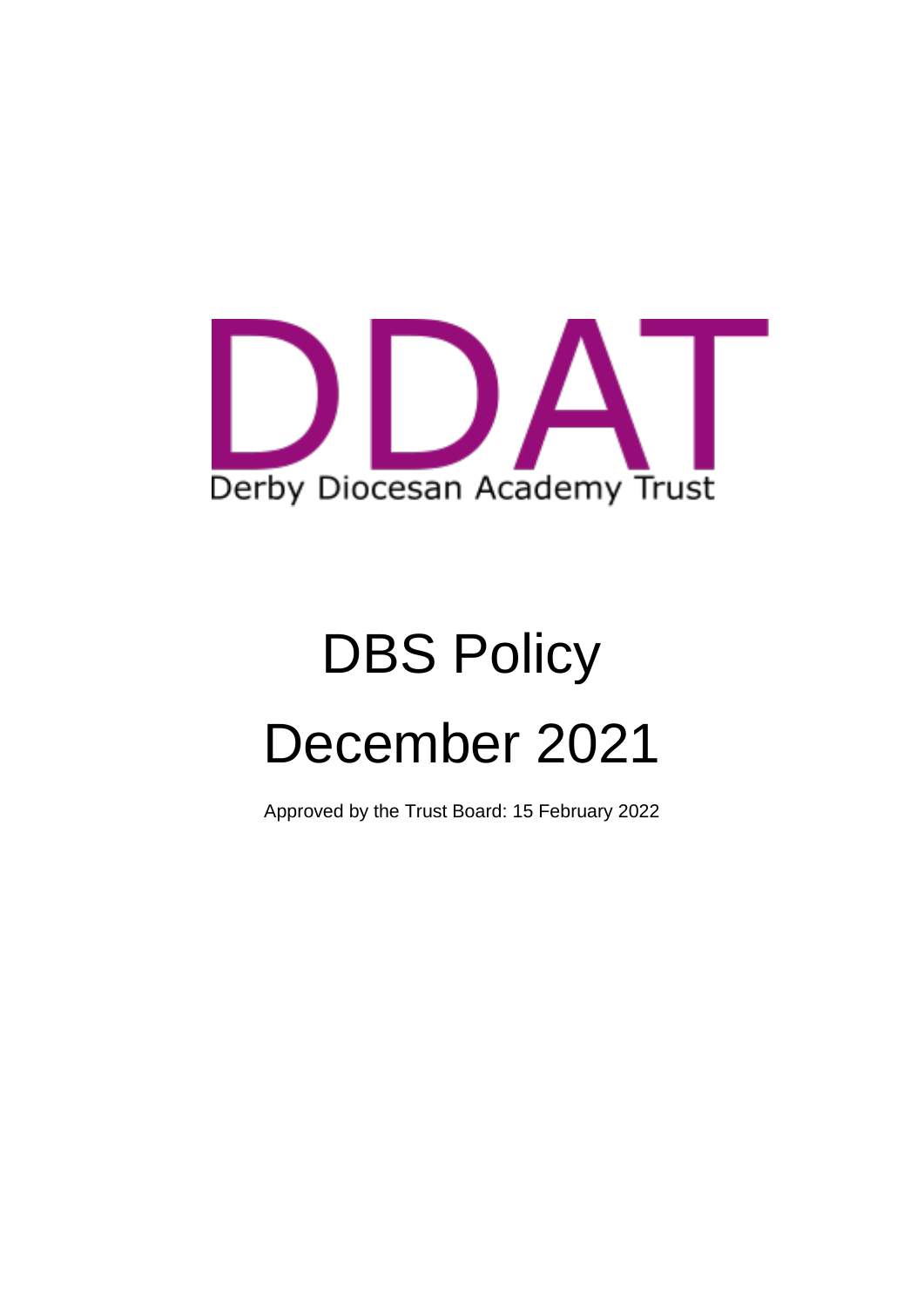DDAT

Derby Diocesan Academy Trust

# DBS Policy

# December 2021

Approved by the Trust Board: 15 February 2022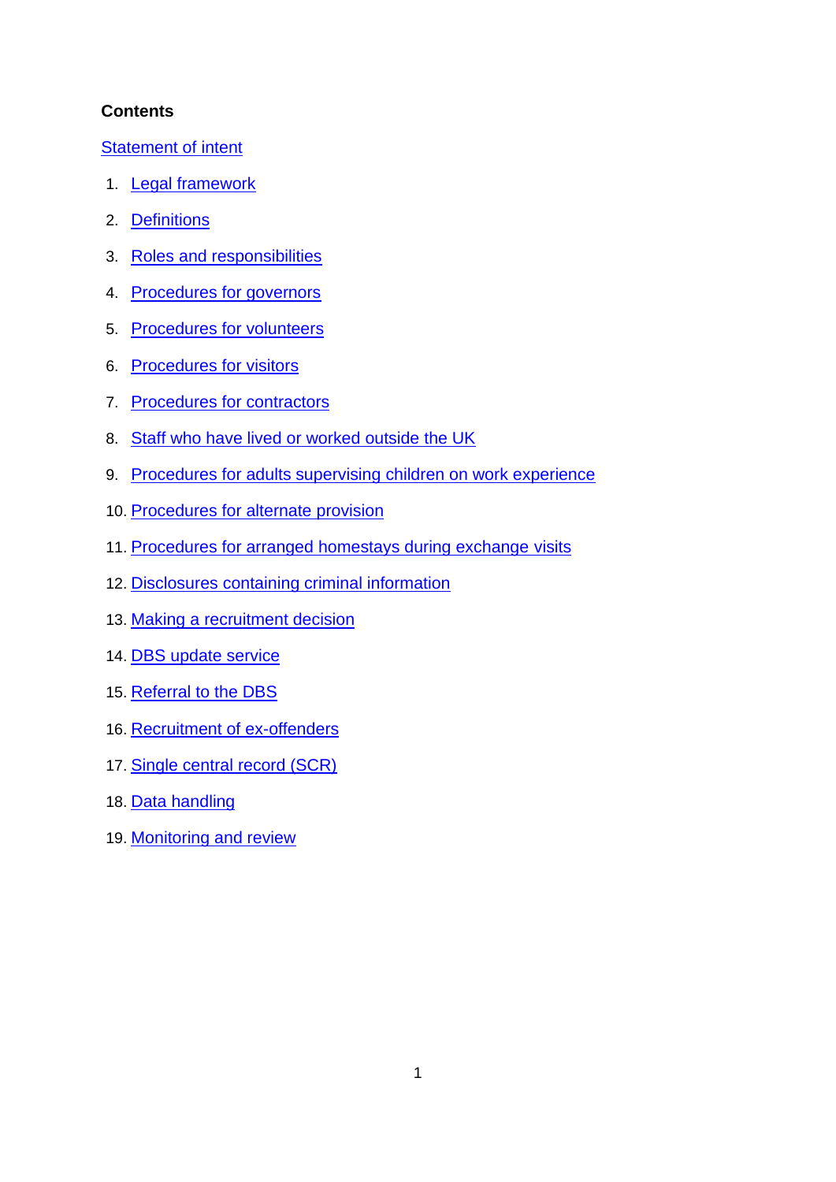**Contents**

Statement of intent

1. Legal framework
2. Definitions
3. Roles and responsibilities
4. Procedures for governors
5. Procedures for volunteers
6. Procedures for visitors
7. Procedures for contractors
8. Staff who have lived or worked outside the UK
9. Procedures for adults supervising children on work experience
10. Procedures for alternate provision
11. Procedures for arranged homestays during exchange visits
12. Disclosures containing criminal information
13. Making a recruitment decision
14. DBS update service
15. Referral to the DBS
16. Recruitment of ex-offenders
17. Single central record (SCR)
18. Data handling
19. Monitoring and review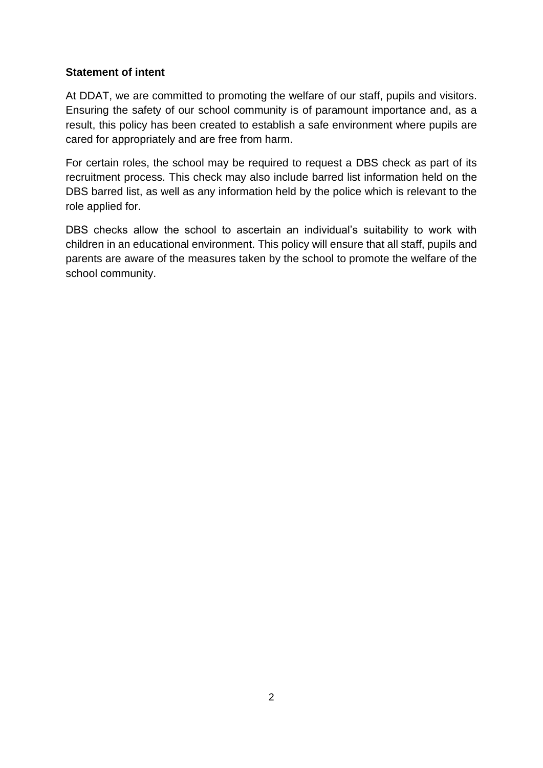**Statement of intent**

At DDAT, we are committed to promoting the welfare of our staff, pupils and visitors. Ensuring the safety of our school community is of paramount importance and, as a result, this policy has been created to establish a safe environment where pupils are cared for appropriately and are free from harm.

For certain roles, the school may be required to request a DBS check as part of its recruitment process. This check may also include barred list information held on the DBS barred list, as well as any information held by the police which is relevant to the role applied for.

DBS checks allow the school to ascertain an individual's suitability to work with children in an educational environment. This policy will ensure that all staff, pupils and parents are aware of the measures taken by the school to promote the welfare of the school community.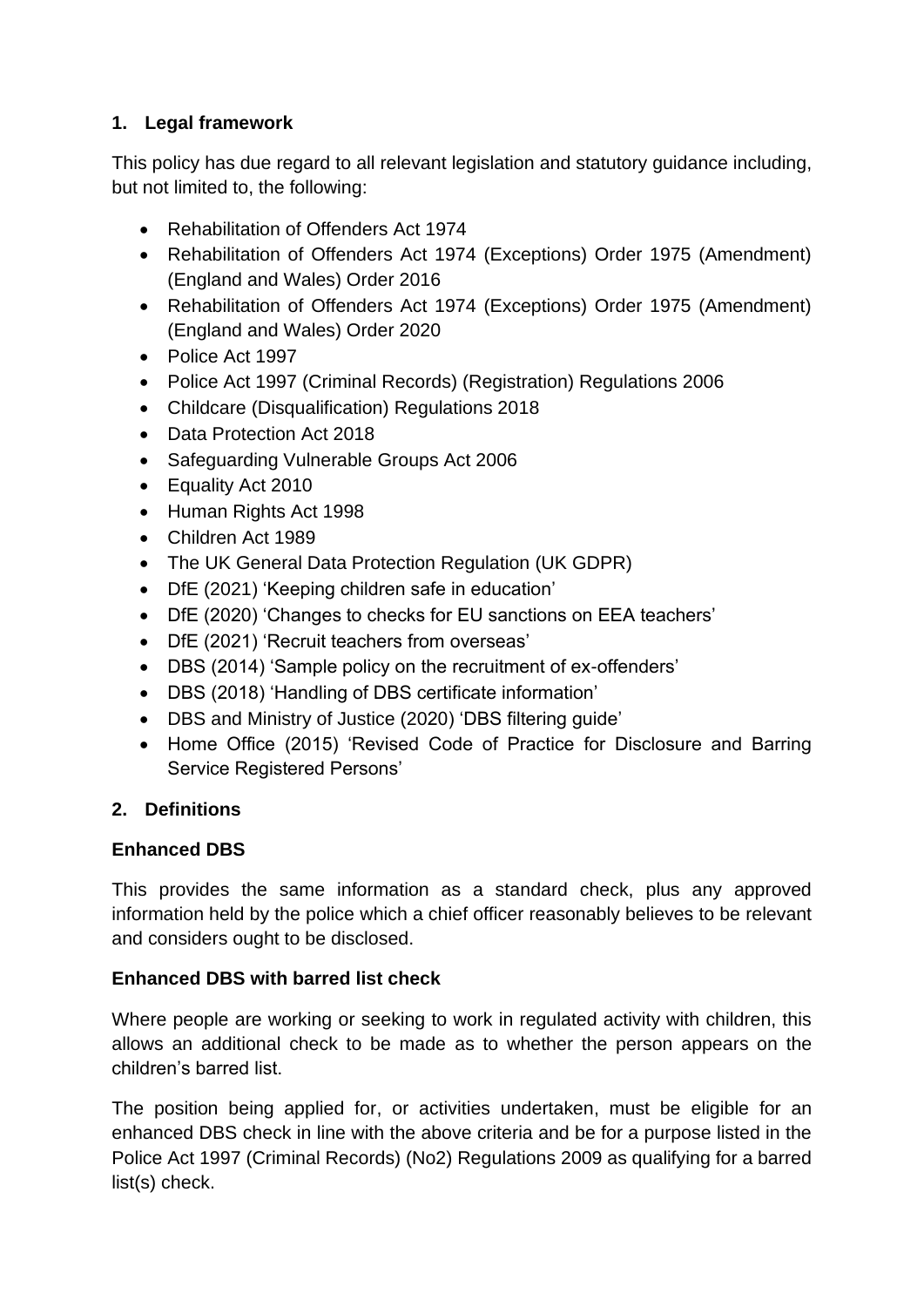## 1. Legal framework

This policy has due regard to all relevant legislation and statutory guidance including, but not limited to, the following:

- Rehabilitation of Offenders Act 1974
- Rehabilitation of Offenders Act 1974 (Exceptions) Order 1975 (Amendment) (England and Wales) Order 2016
- Rehabilitation of Offenders Act 1974 (Exceptions) Order 1975 (Amendment) (England and Wales) Order 2020
- Police Act 1997
- Police Act 1997 (Criminal Records) (Registration) Regulations 2006
- Childcare (Disqualification) Regulations 2018
- Data Protection Act 2018
- Safeguarding Vulnerable Groups Act 2006
- Equality Act 2010
- Human Rights Act 1998
- Children Act 1989
- The UK General Data Protection Regulation (UK GDPR)
- DfE (2021) 'Keeping children safe in education'
- DfE (2020) 'Changes to checks for EU sanctions on EEA teachers'
- DfE (2021) 'Recruit teachers from overseas'
- DBS (2014) 'Sample policy on the recruitment of ex-offenders'
- DBS (2018) 'Handling of DBS certificate information'
- DBS and Ministry of Justice (2020) 'DBS filtering guide'
- Home Office (2015) 'Revised Code of Practice for Disclosure and Barring Service Registered Persons'

## 2. Definitions

**Enhanced DBS**

This provides the same information as a standard check, plus any approved information held by the police which a chief officer reasonably believes to be relevant and considers ought to be disclosed.

**Enhanced DBS with barred list check**

Where people are working or seeking to work in regulated activity with children, this allows an additional check to be made as to whether the person appears on the children's barred list.

The position being applied for, or activities undertaken, must be eligible for an enhanced DBS check in line with the above criteria and be for a purpose listed in the Police Act 1997 (Criminal Records) (No2) Regulations 2009 as qualifying for a barred list(s) check.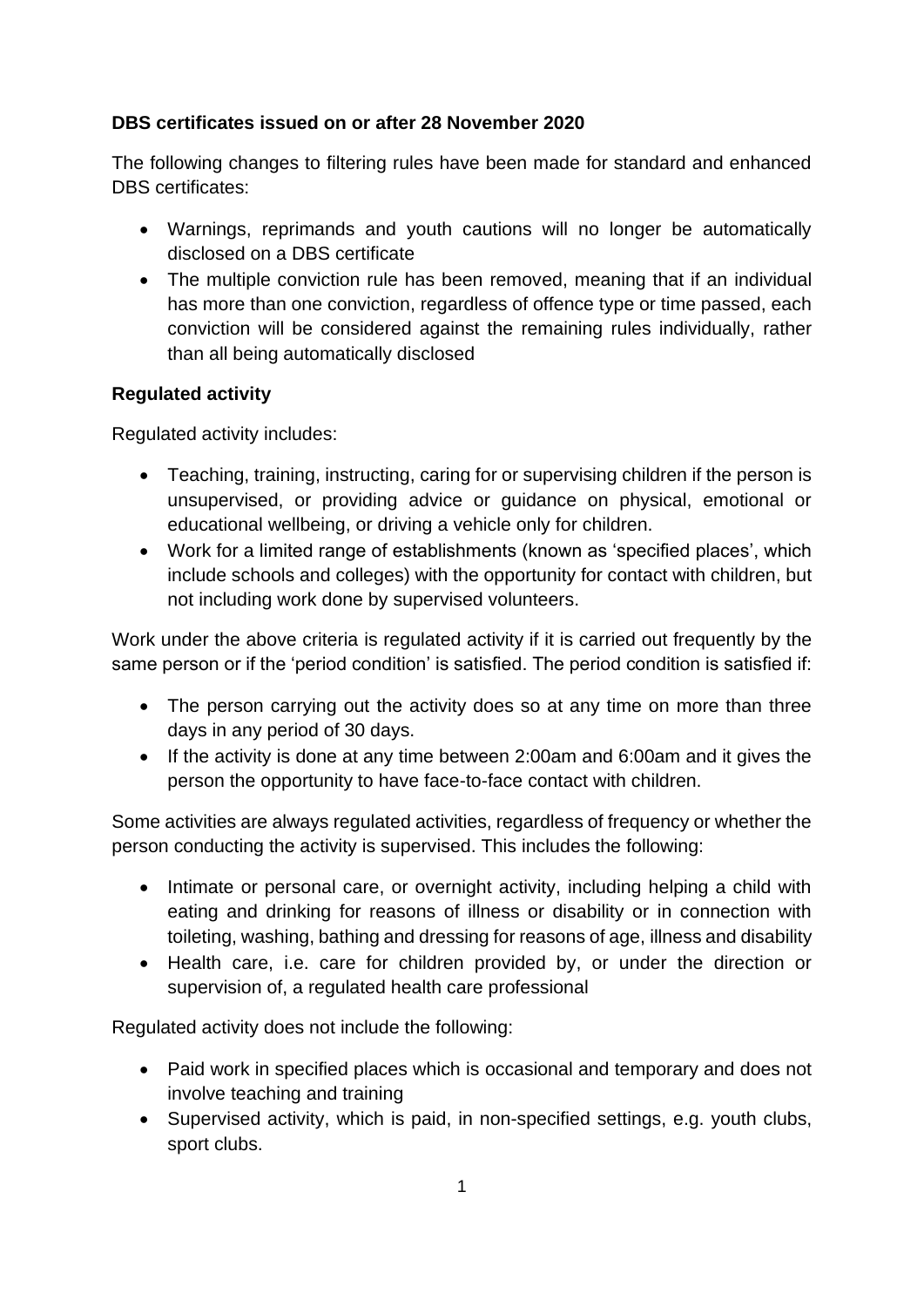**DBS certificates issued on or after 28 November 2020**

The following changes to filtering rules have been made for standard and enhanced DBS certificates:

- Warnings, reprimands and youth cautions will no longer be automatically disclosed on a DBS certificate
- The multiple conviction rule has been removed, meaning that if an individual has more than one conviction, regardless of offence type or time passed, each conviction will be considered against the remaining rules individually, rather than all being automatically disclosed

**Regulated activity**

Regulated activity includes:

- Teaching, training, instructing, caring for or supervising children if the person is unsupervised, or providing advice or guidance on physical, emotional or educational wellbeing, or driving a vehicle only for children.
- Work for a limited range of establishments (known as 'specified places', which include schools and colleges) with the opportunity for contact with children, but not including work done by supervised volunteers.

Work under the above criteria is regulated activity if it is carried out frequently by the same person or if the 'period condition' is satisfied. The period condition is satisfied if:

- The person carrying out the activity does so at any time on more than three days in any period of 30 days.
- If the activity is done at any time between 2:00am and 6:00am and it gives the person the opportunity to have face-to-face contact with children.

Some activities are always regulated activities, regardless of frequency or whether the person conducting the activity is supervised. This includes the following:

- Intimate or personal care, or overnight activity, including helping a child with eating and drinking for reasons of illness or disability or in connection with toileting, washing, bathing and dressing for reasons of age, illness and disability
- Health care, i.e. care for children provided by, or under the direction or supervision of, a regulated health care professional

Regulated activity does not include the following:

- Paid work in specified places which is occasional and temporary and does not involve teaching and training
- Supervised activity, which is paid, in non-specified settings, e.g. youth clubs, sport clubs.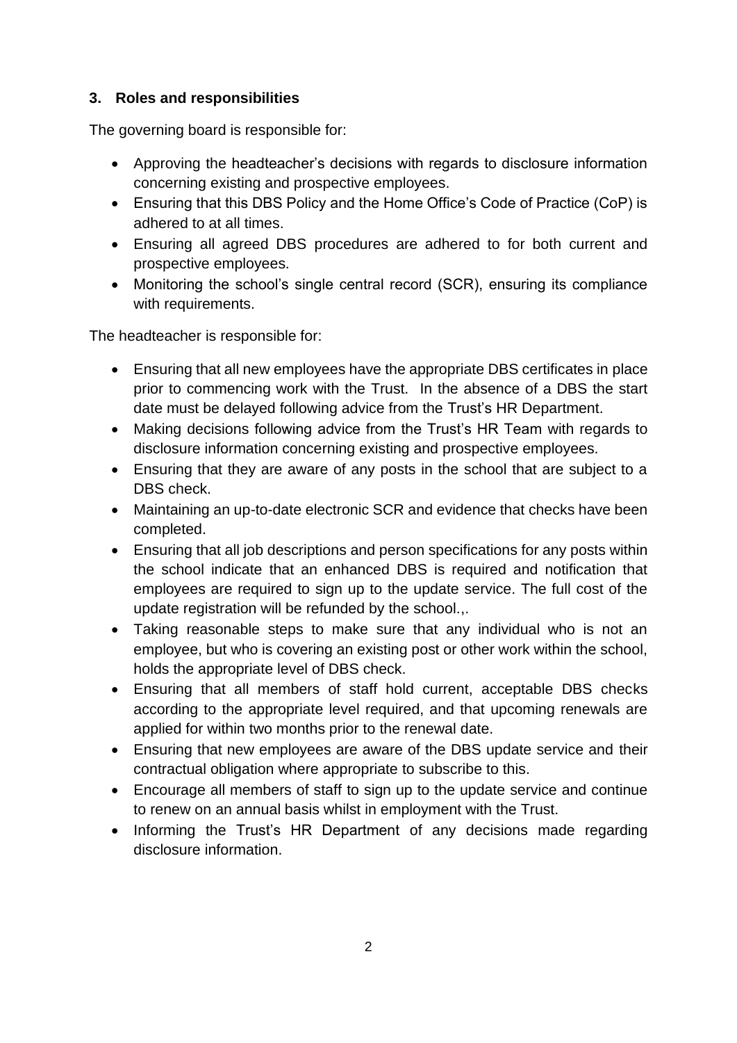## 3. Roles and responsibilities

The governing board is responsible for:

- Approving the headteacher's decisions with regards to disclosure information concerning existing and prospective employees.
- Ensuring that this DBS Policy and the Home Office's Code of Practice (CoP) is adhered to at all times.
- Ensuring all agreed DBS procedures are adhered to for both current and prospective employees.
- Monitoring the school's single central record (SCR), ensuring its compliance with requirements.

The headteacher is responsible for:

- Ensuring that all new employees have the appropriate DBS certificates in place prior to commencing work with the Trust. In the absence of a DBS the start date must be delayed following advice from the Trust's HR Department.
- Making decisions following advice from the Trust's HR Team with regards to disclosure information concerning existing and prospective employees.
- Ensuring that they are aware of any posts in the school that are subject to a DBS check.
- Maintaining an up-to-date electronic SCR and evidence that checks have been completed.
- Ensuring that all job descriptions and person specifications for any posts within the school indicate that an enhanced DBS is required and notification that employees are required to sign up to the update service. The full cost of the update registration will be refunded by the school.,.
- Taking reasonable steps to make sure that any individual who is not an employee, but who is covering an existing post or other work within the school, holds the appropriate level of DBS check.
- Ensuring that all members of staff hold current, acceptable DBS checks according to the appropriate level required, and that upcoming renewals are applied for within two months prior to the renewal date.
- Ensuring that new employees are aware of the DBS update service and their contractual obligation where appropriate to subscribe to this.
- Encourage all members of staff to sign up to the update service and continue to renew on an annual basis whilst in employment with the Trust.
- Informing the Trust's HR Department of any decisions made regarding disclosure information.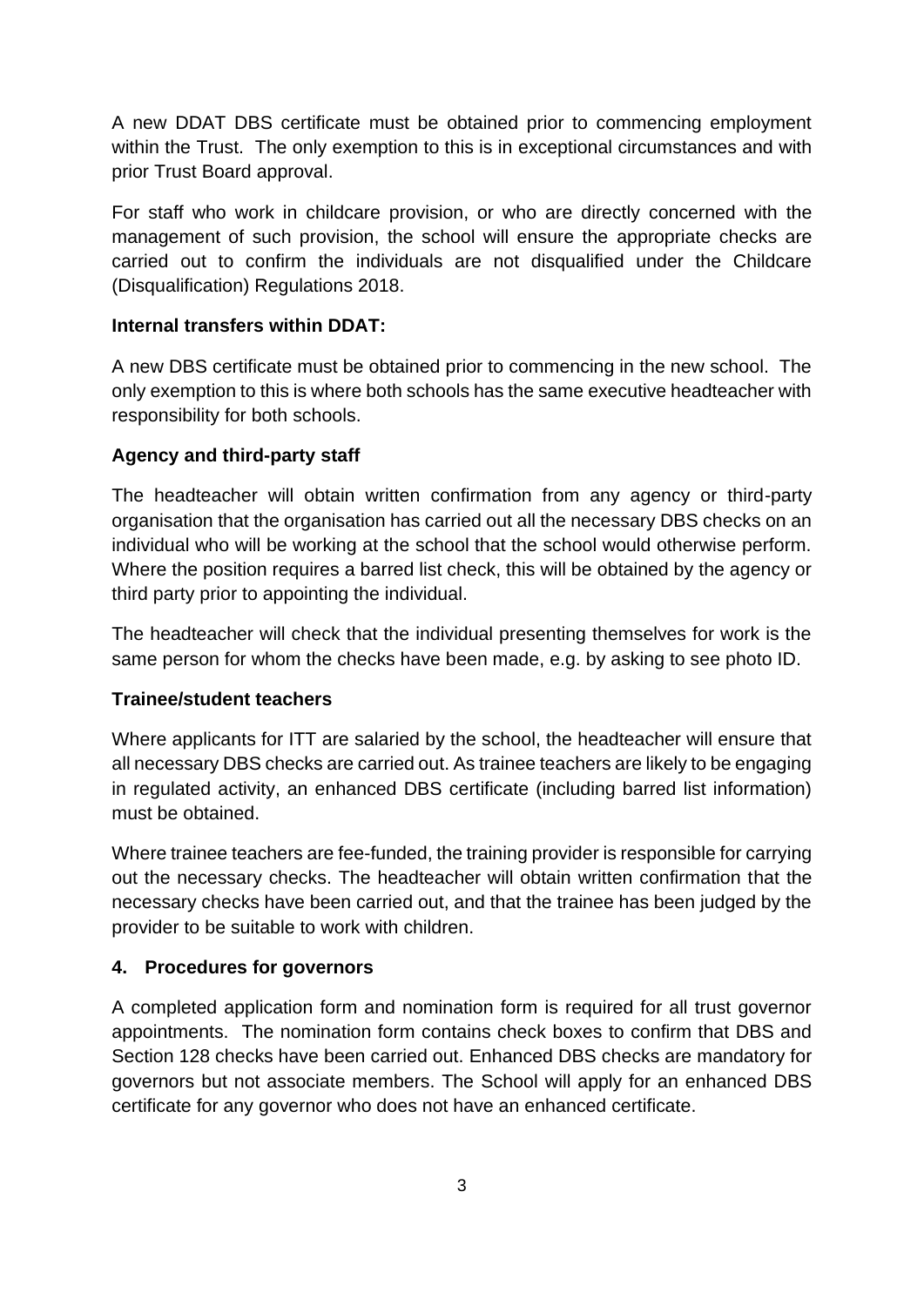A new DDAT DBS certificate must be obtained prior to commencing employment within the Trust. The only exemption to this is in exceptional circumstances and with prior Trust Board approval.

For staff who work in childcare provision, or who are directly concerned with the management of such provision, the school will ensure the appropriate checks are carried out to confirm the individuals are not disqualified under the Childcare (Disqualification) Regulations 2018.

**Internal transfers within DDAT:**

A new DBS certificate must be obtained prior to commencing in the new school. The only exemption to this is where both schools has the same executive headteacher with responsibility for both schools.

**Agency and third-party staff**

The headteacher will obtain written confirmation from any agency or third-party organisation that the organisation has carried out all the necessary DBS checks on an individual who will be working at the school that the school would otherwise perform. Where the position requires a barred list check, this will be obtained by the agency or third party prior to appointing the individual.

The headteacher will check that the individual presenting themselves for work is the same person for whom the checks have been made, e.g. by asking to see photo ID.

**Trainee/student teachers**

Where applicants for ITT are salaried by the school, the headteacher will ensure that all necessary DBS checks are carried out. As trainee teachers are likely to be engaging in regulated activity, an enhanced DBS certificate (including barred list information) must be obtained.

Where trainee teachers are fee-funded, the training provider is responsible for carrying out the necessary checks. The headteacher will obtain written confirmation that the necessary checks have been carried out, and that the trainee has been judged by the provider to be suitable to work with children.

## 4. Procedures for governors

A completed application form and nomination form is required for all trust governor appointments. The nomination form contains check boxes to confirm that DBS and Section 128 checks have been carried out. Enhanced DBS checks are mandatory for governors but not associate members. The School will apply for an enhanced DBS certificate for any governor who does not have an enhanced certificate.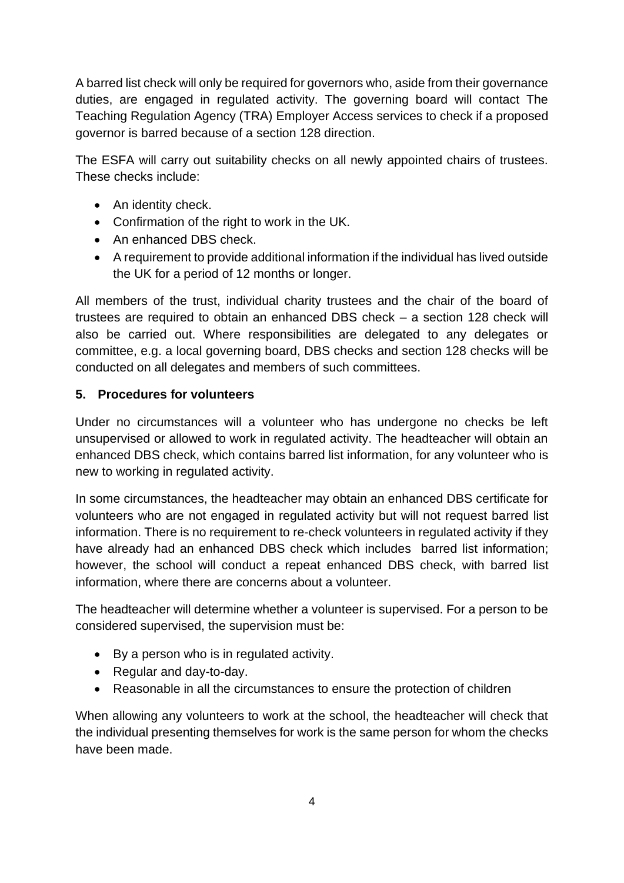A barred list check will only be required for governors who, aside from their governance duties, are engaged in regulated activity. The governing board will contact The Teaching Regulation Agency (TRA) Employer Access services to check if a proposed governor is barred because of a section 128 direction.

The ESFA will carry out suitability checks on all newly appointed chairs of trustees. These checks include:

- An identity check.
- Confirmation of the right to work in the UK.
- An enhanced DBS check.
- A requirement to provide additional information if the individual has lived outside the UK for a period of 12 months or longer.

All members of the trust, individual charity trustees and the chair of the board of trustees are required to obtain an enhanced DBS check – a section 128 check will also be carried out. Where responsibilities are delegated to any delegates or committee, e.g. a local governing board, DBS checks and section 128 checks will be conducted on all delegates and members of such committees.

## 5. Procedures for volunteers

Under no circumstances will a volunteer who has undergone no checks be left unsupervised or allowed to work in regulated activity. The headteacher will obtain an enhanced DBS check, which contains barred list information, for any volunteer who is new to working in regulated activity.

In some circumstances, the headteacher may obtain an enhanced DBS certificate for volunteers who are not engaged in regulated activity but will not request barred list information. There is no requirement to re-check volunteers in regulated activity if they have already had an enhanced DBS check which includes barred list information; however, the school will conduct a repeat enhanced DBS check, with barred list information, where there are concerns about a volunteer.

The headteacher will determine whether a volunteer is supervised. For a person to be considered supervised, the supervision must be:

- By a person who is in regulated activity.
- Regular and day-to-day.
- Reasonable in all the circumstances to ensure the protection of children

When allowing any volunteers to work at the school, the headteacher will check that the individual presenting themselves for work is the same person for whom the checks have been made.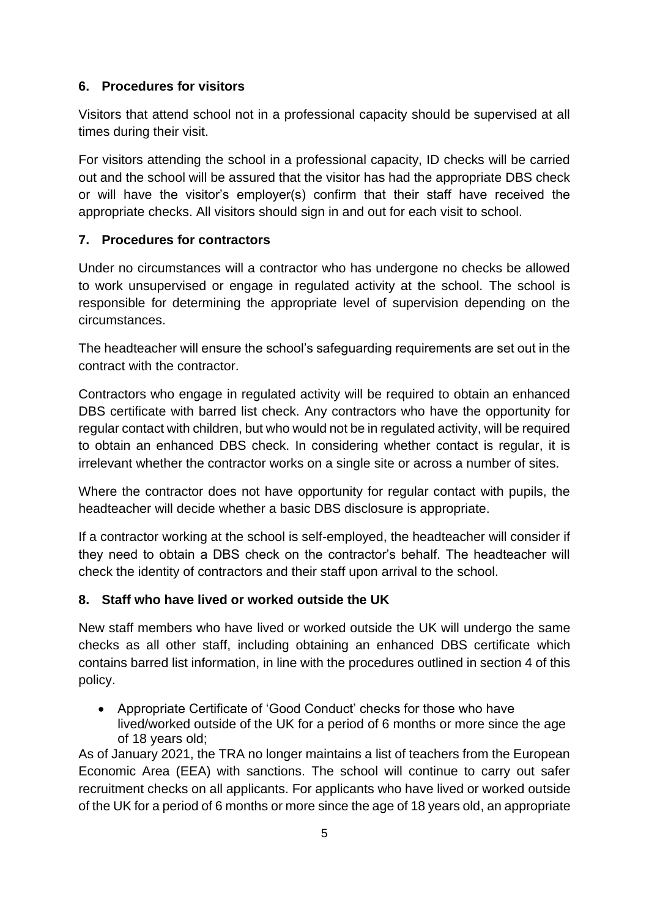## 6. Procedures for visitors

Visitors that attend school not in a professional capacity should be supervised at all times during their visit.

For visitors attending the school in a professional capacity, ID checks will be carried out and the school will be assured that the visitor has had the appropriate DBS check or will have the visitor's employer(s) confirm that their staff have received the appropriate checks. All visitors should sign in and out for each visit to school.

## 7. Procedures for contractors

Under no circumstances will a contractor who has undergone no checks be allowed to work unsupervised or engage in regulated activity at the school. The school is responsible for determining the appropriate level of supervision depending on the circumstances.

The headteacher will ensure the school's safeguarding requirements are set out in the contract with the contractor.

Contractors who engage in regulated activity will be required to obtain an enhanced DBS certificate with barred list check. Any contractors who have the opportunity for regular contact with children, but who would not be in regulated activity, will be required to obtain an enhanced DBS check. In considering whether contact is regular, it is irrelevant whether the contractor works on a single site or across a number of sites.

Where the contractor does not have opportunity for regular contact with pupils, the headteacher will decide whether a basic DBS disclosure is appropriate.

If a contractor working at the school is self-employed, the headteacher will consider if they need to obtain a DBS check on the contractor's behalf. The headteacher will check the identity of contractors and their staff upon arrival to the school.

## 8. Staff who have lived or worked outside the UK

New staff members who have lived or worked outside the UK will undergo the same checks as all other staff, including obtaining an enhanced DBS certificate which contains barred list information, in line with the procedures outlined in section 4 of this policy.

- Appropriate Certificate of 'Good Conduct' checks for those who have lived/worked outside of the UK for a period of 6 months or more since the age of 18 years old;

As of January 2021, the TRA no longer maintains a list of teachers from the European Economic Area (EEA) with sanctions. The school will continue to carry out safer recruitment checks on all applicants. For applicants who have lived or worked outside of the UK for a period of 6 months or more since the age of 18 years old, an appropriate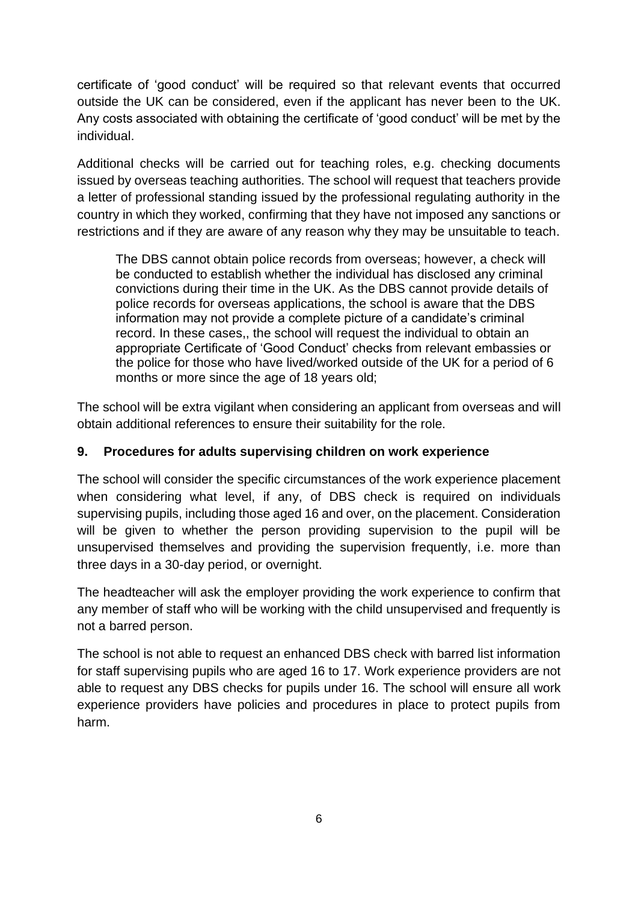certificate of 'good conduct' will be required so that relevant events that occurred outside the UK can be considered, even if the applicant has never been to the UK. Any costs associated with obtaining the certificate of 'good conduct' will be met by the individual.

Additional checks will be carried out for teaching roles, e.g. checking documents issued by overseas teaching authorities. The school will request that teachers provide a letter of professional standing issued by the professional regulating authority in the country in which they worked, confirming that they have not imposed any sanctions or restrictions and if they are aware of any reason why they may be unsuitable to teach.

> The DBS cannot obtain police records from overseas; however, a check will be conducted to establish whether the individual has disclosed any criminal convictions during their time in the UK. As the DBS cannot provide details of police records for overseas applications, the school is aware that the DBS information may not provide a complete picture of a candidate's criminal record. In these cases,, the school will request the individual to obtain an appropriate Certificate of 'Good Conduct' checks from relevant embassies or the police for those who have lived/worked outside of the UK for a period of 6 months or more since the age of 18 years old;

The school will be extra vigilant when considering an applicant from overseas and will obtain additional references to ensure their suitability for the role.

## 9. Procedures for adults supervising children on work experience

The school will consider the specific circumstances of the work experience placement when considering what level, if any, of DBS check is required on individuals supervising pupils, including those aged 16 and over, on the placement. Consideration will be given to whether the person providing supervision to the pupil will be unsupervised themselves and providing the supervision frequently, i.e. more than three days in a 30-day period, or overnight.

The headteacher will ask the employer providing the work experience to confirm that any member of staff who will be working with the child unsupervised and frequently is not a barred person.

The school is not able to request an enhanced DBS check with barred list information for staff supervising pupils who are aged 16 to 17. Work experience providers are not able to request any DBS checks for pupils under 16. The school will ensure all work experience providers have policies and procedures in place to protect pupils from harm.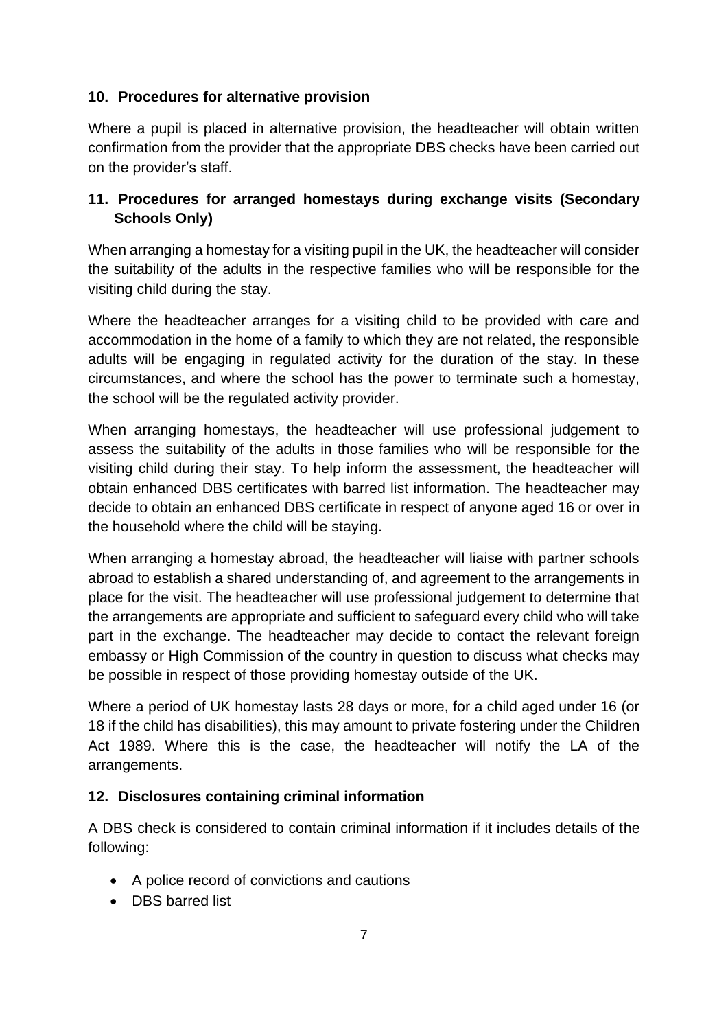## 10. Procedures for alternative provision

Where a pupil is placed in alternative provision, the headteacher will obtain written confirmation from the provider that the appropriate DBS checks have been carried out on the provider's staff.

## 11. Procedures for arranged homestays during exchange visits (Secondary Schools Only)

When arranging a homestay for a visiting pupil in the UK, the headteacher will consider the suitability of the adults in the respective families who will be responsible for the visiting child during the stay.

Where the headteacher arranges for a visiting child to be provided with care and accommodation in the home of a family to which they are not related, the responsible adults will be engaging in regulated activity for the duration of the stay. In these circumstances, and where the school has the power to terminate such a homestay, the school will be the regulated activity provider.

When arranging homestays, the headteacher will use professional judgement to assess the suitability of the adults in those families who will be responsible for the visiting child during their stay. To help inform the assessment, the headteacher will obtain enhanced DBS certificates with barred list information. The headteacher may decide to obtain an enhanced DBS certificate in respect of anyone aged 16 or over in the household where the child will be staying.

When arranging a homestay abroad, the headteacher will liaise with partner schools abroad to establish a shared understanding of, and agreement to the arrangements in place for the visit. The headteacher will use professional judgement to determine that the arrangements are appropriate and sufficient to safeguard every child who will take part in the exchange. The headteacher may decide to contact the relevant foreign embassy or High Commission of the country in question to discuss what checks may be possible in respect of those providing homestay outside of the UK.

Where a period of UK homestay lasts 28 days or more, for a child aged under 16 (or 18 if the child has disabilities), this may amount to private fostering under the Children Act 1989. Where this is the case, the headteacher will notify the LA of the arrangements.

## 12. Disclosures containing criminal information

A DBS check is considered to contain criminal information if it includes details of the following:

- A police record of convictions and cautions
- DBS barred list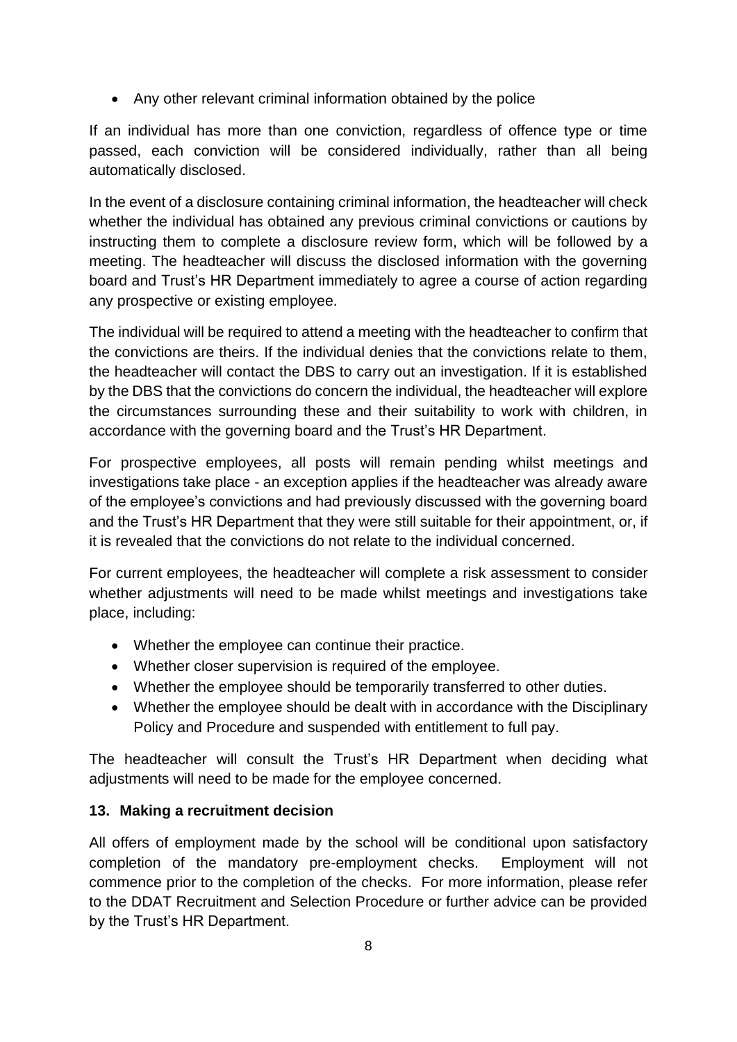- Any other relevant criminal information obtained by the police

If an individual has more than one conviction, regardless of offence type or time passed, each conviction will be considered individually, rather than all being automatically disclosed.

In the event of a disclosure containing criminal information, the headteacher will check whether the individual has obtained any previous criminal convictions or cautions by instructing them to complete a disclosure review form, which will be followed by a meeting. The headteacher will discuss the disclosed information with the governing board and Trust's HR Department immediately to agree a course of action regarding any prospective or existing employee.

The individual will be required to attend a meeting with the headteacher to confirm that the convictions are theirs. If the individual denies that the convictions relate to them, the headteacher will contact the DBS to carry out an investigation. If it is established by the DBS that the convictions do concern the individual, the headteacher will explore the circumstances surrounding these and their suitability to work with children, in accordance with the governing board and the Trust's HR Department.

For prospective employees, all posts will remain pending whilst meetings and investigations take place - an exception applies if the headteacher was already aware of the employee's convictions and had previously discussed with the governing board and the Trust's HR Department that they were still suitable for their appointment, or, if it is revealed that the convictions do not relate to the individual concerned.

For current employees, the headteacher will complete a risk assessment to consider whether adjustments will need to be made whilst meetings and investigations take place, including:

- Whether the employee can continue their practice.
- Whether closer supervision is required of the employee.
- Whether the employee should be temporarily transferred to other duties.
- Whether the employee should be dealt with in accordance with the Disciplinary Policy and Procedure and suspended with entitlement to full pay.

The headteacher will consult the Trust's HR Department when deciding what adjustments will need to be made for the employee concerned.

**13. Making a recruitment decision**

All offers of employment made by the school will be conditional upon satisfactory completion of the mandatory pre-employment checks. Employment will not commence prior to the completion of the checks. For more information, please refer to the DDAT Recruitment and Selection Procedure or further advice can be provided by the Trust's HR Department.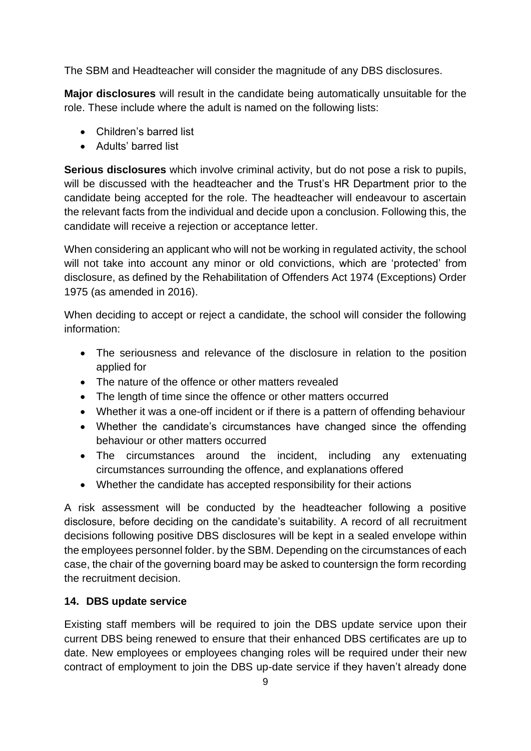The SBM and Headteacher will consider the magnitude of any DBS disclosures.

**Major disclosures** will result in the candidate being automatically unsuitable for the role. These include where the adult is named on the following lists:

- Children's barred list
- Adults' barred list

**Serious disclosures** which involve criminal activity, but do not pose a risk to pupils, will be discussed with the headteacher and the Trust's HR Department prior to the candidate being accepted for the role. The headteacher will endeavour to ascertain the relevant facts from the individual and decide upon a conclusion. Following this, the candidate will receive a rejection or acceptance letter.

When considering an applicant who will not be working in regulated activity, the school will not take into account any minor or old convictions, which are 'protected' from disclosure, as defined by the Rehabilitation of Offenders Act 1974 (Exceptions) Order 1975 (as amended in 2016).

When deciding to accept or reject a candidate, the school will consider the following information:

- The seriousness and relevance of the disclosure in relation to the position applied for
- The nature of the offence or other matters revealed
- The length of time since the offence or other matters occurred
- Whether it was a one-off incident or if there is a pattern of offending behaviour
- Whether the candidate's circumstances have changed since the offending behaviour or other matters occurred
- The circumstances around the incident, including any extenuating circumstances surrounding the offence, and explanations offered
- Whether the candidate has accepted responsibility for their actions

A risk assessment will be conducted by the headteacher following a positive disclosure, before deciding on the candidate's suitability. A record of all recruitment decisions following positive DBS disclosures will be kept in a sealed envelope within the employees personnel folder. by the SBM. Depending on the circumstances of each case, the chair of the governing board may be asked to countersign the form recording the recruitment decision.

## 14. DBS update service

Existing staff members will be required to join the DBS update service upon their current DBS being renewed to ensure that their enhanced DBS certificates are up to date. New employees or employees changing roles will be required under their new contract of employment to join the DBS up-date service if they haven't already done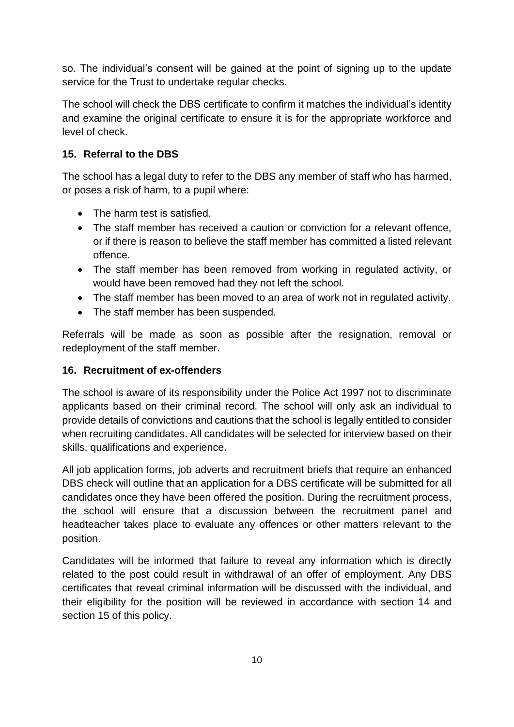so. The individual's consent will be gained at the point of signing up to the update service for the Trust to undertake regular checks.

The school will check the DBS certificate to confirm it matches the individual's identity and examine the original certificate to ensure it is for the appropriate workforce and level of check.

### 15. Referral to the DBS

The school has a legal duty to refer to the DBS any member of staff who has harmed, or poses a risk of harm, to a pupil where:

- The harm test is satisfied.
- The staff member has received a caution or conviction for a relevant offence, or if there is reason to believe the staff member has committed a listed relevant offence.
- The staff member has been removed from working in regulated activity, or would have been removed had they not left the school.
- The staff member has been moved to an area of work not in regulated activity.
- The staff member has been suspended.

Referrals will be made as soon as possible after the resignation, removal or redeployment of the staff member.

### 16. Recruitment of ex-offenders

The school is aware of its responsibility under the Police Act 1997 not to discriminate applicants based on their criminal record. The school will only ask an individual to provide details of convictions and cautions that the school is legally entitled to consider when recruiting candidates. All candidates will be selected for interview based on their skills, qualifications and experience.

All job application forms, job adverts and recruitment briefs that require an enhanced DBS check will outline that an application for a DBS certificate will be submitted for all candidates once they have been offered the position. During the recruitment process, the school will ensure that a discussion between the recruitment panel and headteacher takes place to evaluate any offences or other matters relevant to the position.

Candidates will be informed that failure to reveal any information which is directly related to the post could result in withdrawal of an offer of employment. Any DBS certificates that reveal criminal information will be discussed with the individual, and their eligibility for the position will be reviewed in accordance with section 14 and section 15 of this policy.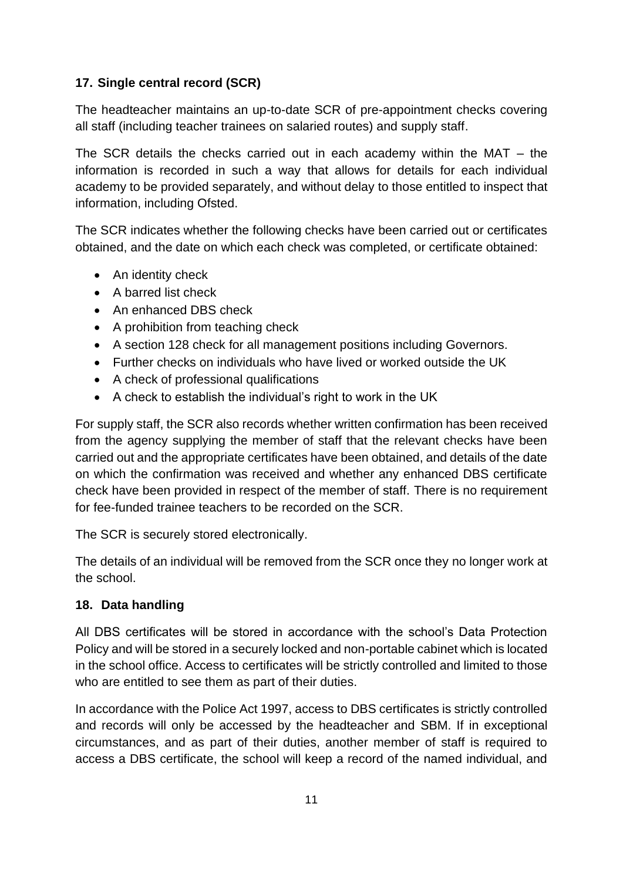## 17. Single central record (SCR)

The headteacher maintains an up-to-date SCR of pre-appointment checks covering all staff (including teacher trainees on salaried routes) and supply staff.

The SCR details the checks carried out in each academy within the MAT – the information is recorded in such a way that allows for details for each individual academy to be provided separately, and without delay to those entitled to inspect that information, including Ofsted.

The SCR indicates whether the following checks have been carried out or certificates obtained, and the date on which each check was completed, or certificate obtained:

- An identity check
- A barred list check
- An enhanced DBS check
- A prohibition from teaching check
- A section 128 check for all management positions including Governors.
- Further checks on individuals who have lived or worked outside the UK
- A check of professional qualifications
- A check to establish the individual's right to work in the UK

For supply staff, the SCR also records whether written confirmation has been received from the agency supplying the member of staff that the relevant checks have been carried out and the appropriate certificates have been obtained, and details of the date on which the confirmation was received and whether any enhanced DBS certificate check have been provided in respect of the member of staff. There is no requirement for fee-funded trainee teachers to be recorded on the SCR.

The SCR is securely stored electronically.

The details of an individual will be removed from the SCR once they no longer work at the school.

## 18. Data handling

All DBS certificates will be stored in accordance with the school's Data Protection Policy and will be stored in a securely locked and non-portable cabinet which is located in the school office. Access to certificates will be strictly controlled and limited to those who are entitled to see them as part of their duties.

In accordance with the Police Act 1997, access to DBS certificates is strictly controlled and records will only be accessed by the headteacher and SBM. If in exceptional circumstances, and as part of their duties, another member of staff is required to access a DBS certificate, the school will keep a record of the named individual, and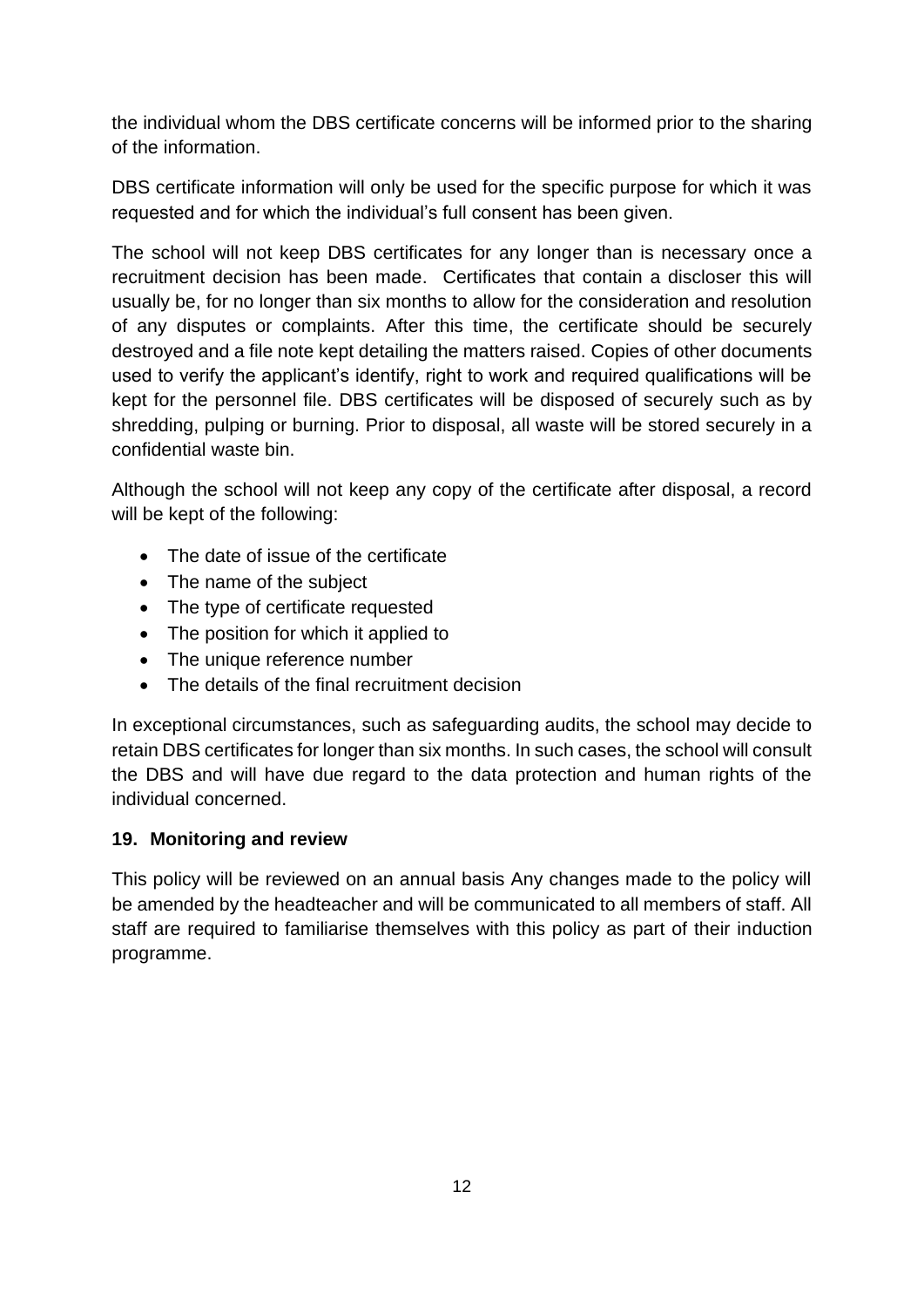the individual whom the DBS certificate concerns will be informed prior to the sharing of the information.

DBS certificate information will only be used for the specific purpose for which it was requested and for which the individual's full consent has been given.

The school will not keep DBS certificates for any longer than is necessary once a recruitment decision has been made. Certificates that contain a discloser this will usually be, for no longer than six months to allow for the consideration and resolution of any disputes or complaints. After this time, the certificate should be securely destroyed and a file note kept detailing the matters raised. Copies of other documents used to verify the applicant's identify, right to work and required qualifications will be kept for the personnel file. DBS certificates will be disposed of securely such as by shredding, pulping or burning. Prior to disposal, all waste will be stored securely in a confidential waste bin.

Although the school will not keep any copy of the certificate after disposal, a record will be kept of the following:

- The date of issue of the certificate
- The name of the subject
- The type of certificate requested
- The position for which it applied to
- The unique reference number
- The details of the final recruitment decision

In exceptional circumstances, such as safeguarding audits, the school may decide to retain DBS certificates for longer than six months. In such cases, the school will consult the DBS and will have due regard to the data protection and human rights of the individual concerned.

## 19. Monitoring and review

This policy will be reviewed on an annual basis Any changes made to the policy will be amended by the headteacher and will be communicated to all members of staff. All staff are required to familiarise themselves with this policy as part of their induction programme.